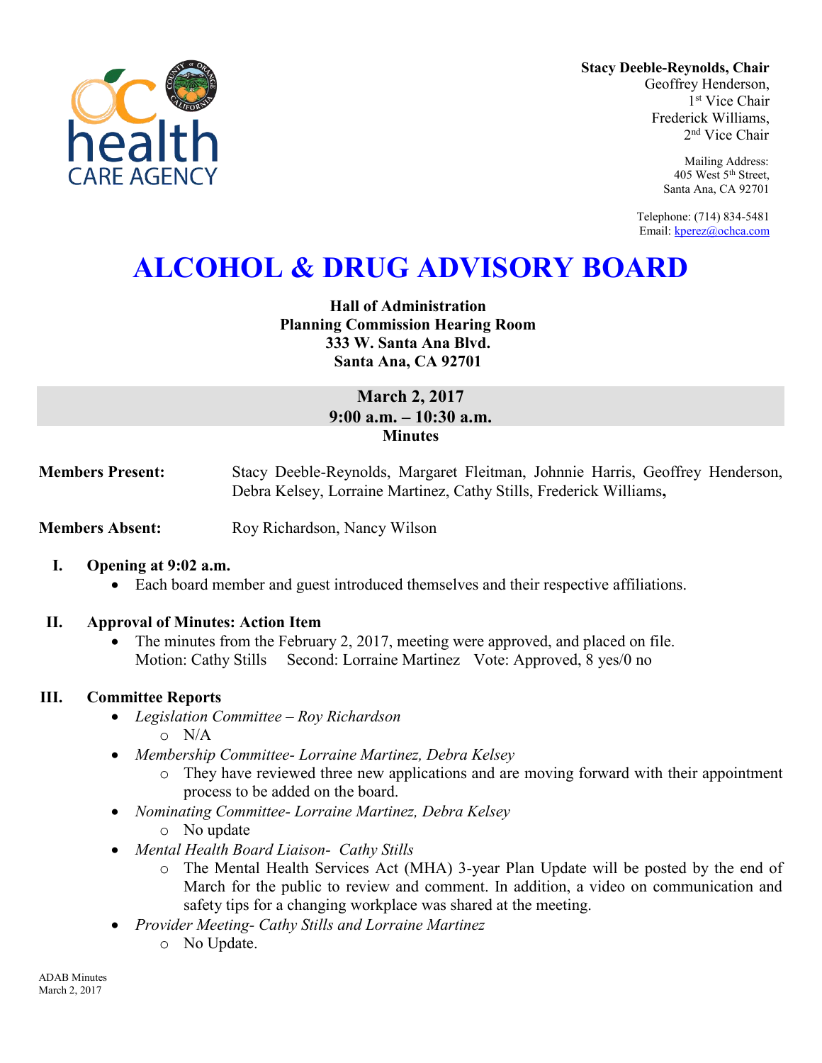**Stacy Deeble-Reynolds, Chair**
Geoffrey Henderson,
1st Vice Chair
Frederick Williams,
2nd Vice Chair

Mailing Address:
405 West 5th Street,
Santa Ana, CA 92701

Telephone: (714) 834-5481
Email: kperez@ochca.com

# ALCOHOL & DRUG ADVISORY BOARD

**Hall of Administration**
**Planning Commission Hearing Room**
**333 W. Santa Ana Blvd.**
**Santa Ana, CA 92701**

**March 2, 2017**
**9:00 a.m. – 10:30 a.m.**
**Minutes**

**Members Present:** Stacy Deeble-Reynolds, Margaret Fleitman, Johnnie Harris, Geoffrey Henderson, Debra Kelsey, Lorraine Martinez, Cathy Stills, Frederick Williams,

**Members Absent:** Roy Richardson, Nancy Wilson

**I. Opening at 9:02 a.m.**

- Each board member and guest introduced themselves and their respective affiliations.

**II. Approval of Minutes: Action Item**

- The minutes from the February 2, 2017, meeting were approved, and placed on file.
  Motion: Cathy Stills Second: Lorraine Martinez Vote: Approved, 8 yes/0 no

**III. Committee Reports**

- *Legislation Committee – Roy Richardson*
  - N/A
- *Membership Committee- Lorraine Martinez, Debra Kelsey*
  - They have reviewed three new applications and are moving forward with their appointment process to be added on the board.
- *Nominating Committee- Lorraine Martinez, Debra Kelsey*
  - No update
- *Mental Health Board Liaison- Cathy Stills*
  - The Mental Health Services Act (MHA) 3-year Plan Update will be posted by the end of March for the public to review and comment. In addition, a video on communication and safety tips for a changing workplace was shared at the meeting.
- *Provider Meeting- Cathy Stills and Lorraine Martinez*
  - No Update.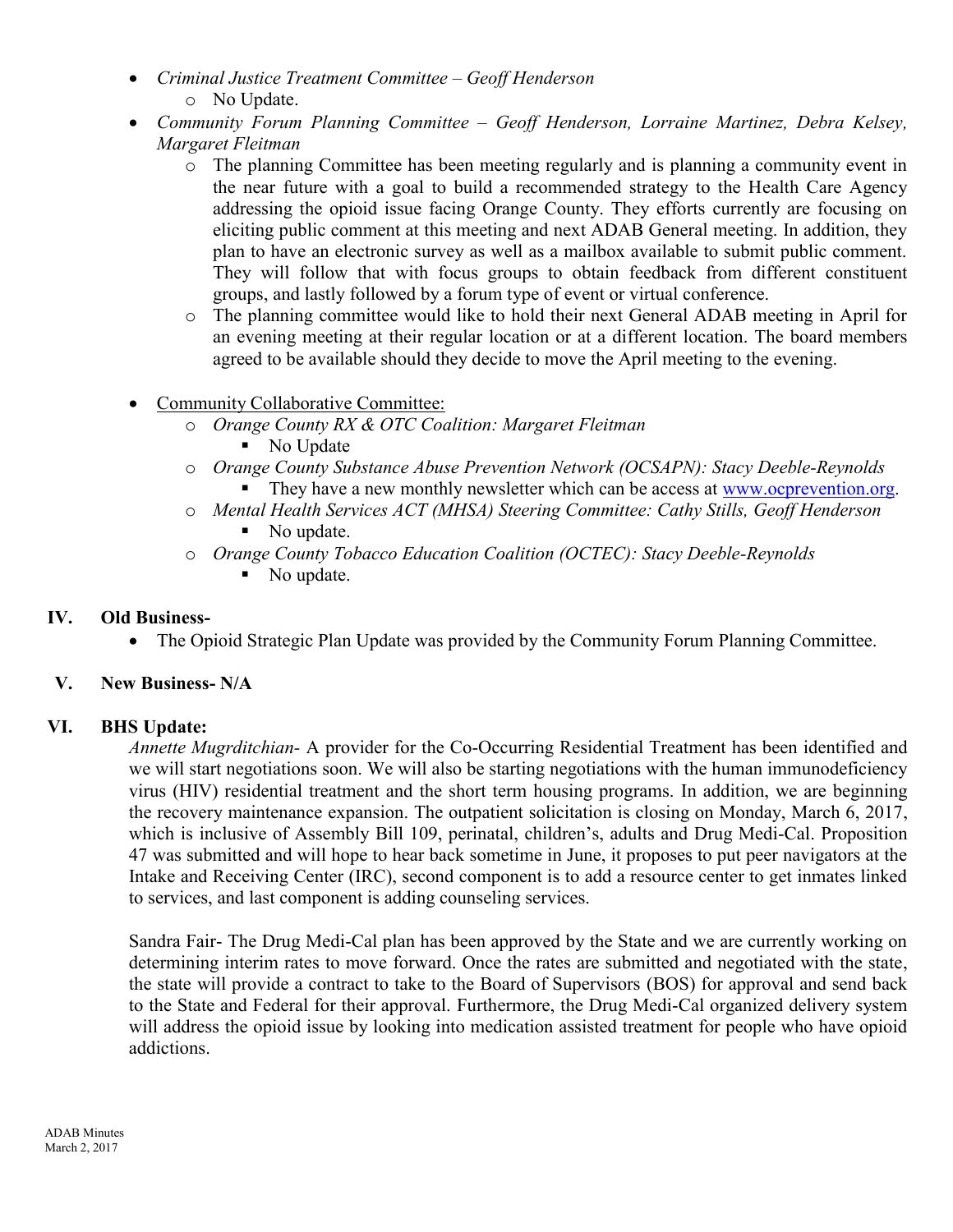- *Criminal Justice Treatment Committee – Geoff Henderson*
    - No Update.
- *Community Forum Planning Committee – Geoff Henderson, Lorraine Martinez, Debra Kelsey, Margaret Fleitman*
    - The planning Committee has been meeting regularly and is planning a community event in the near future with a goal to build a recommended strategy to the Health Care Agency addressing the opioid issue facing Orange County. They efforts currently are focusing on eliciting public comment at this meeting and next ADAB General meeting. In addition, they plan to have an electronic survey as well as a mailbox available to submit public comment. They will follow that with focus groups to obtain feedback from different constituent groups, and lastly followed by a forum type of event or virtual conference.
    - The planning committee would like to hold their next General ADAB meeting in April for an evening meeting at their regular location or at a different location. The board members agreed to be available should they decide to move the April meeting to the evening.

- Community Collaborative Committee:
    - *Orange County RX & OTC Coalition: Margaret Fleitman*
        - No Update
    - *Orange County Substance Abuse Prevention Network (OCSAPN): Stacy Deeble-Reynolds*
        - They have a new monthly newsletter which can be access at www.ocprevention.org.
    - *Mental Health Services ACT (MHSA) Steering Committee: Cathy Stills, Geoff Henderson*
        - No update.
    - *Orange County Tobacco Education Coalition (OCTEC): Stacy Deeble-Reynolds*
        - No update.

## IV. Old Business-

- The Opioid Strategic Plan Update was provided by the Community Forum Planning Committee.

## V. New Business- N/A

## VI. BHS Update:

*Annette Mugrditchian-* A provider for the Co-Occurring Residential Treatment has been identified and we will start negotiations soon. We will also be starting negotiations with the human immunodeficiency virus (HIV) residential treatment and the short term housing programs. In addition, we are beginning the recovery maintenance expansion. The outpatient solicitation is closing on Monday, March 6, 2017, which is inclusive of Assembly Bill 109, perinatal, children's, adults and Drug Medi-Cal. Proposition 47 was submitted and will hope to hear back sometime in June, it proposes to put peer navigators at the Intake and Receiving Center (IRC), second component is to add a resource center to get inmates linked to services, and last component is adding counseling services.

Sandra Fair- The Drug Medi-Cal plan has been approved by the State and we are currently working on determining interim rates to move forward. Once the rates are submitted and negotiated with the state, the state will provide a contract to take to the Board of Supervisors (BOS) for approval and send back to the State and Federal for their approval. Furthermore, the Drug Medi-Cal organized delivery system will address the opioid issue by looking into medication assisted treatment for people who have opioid addictions.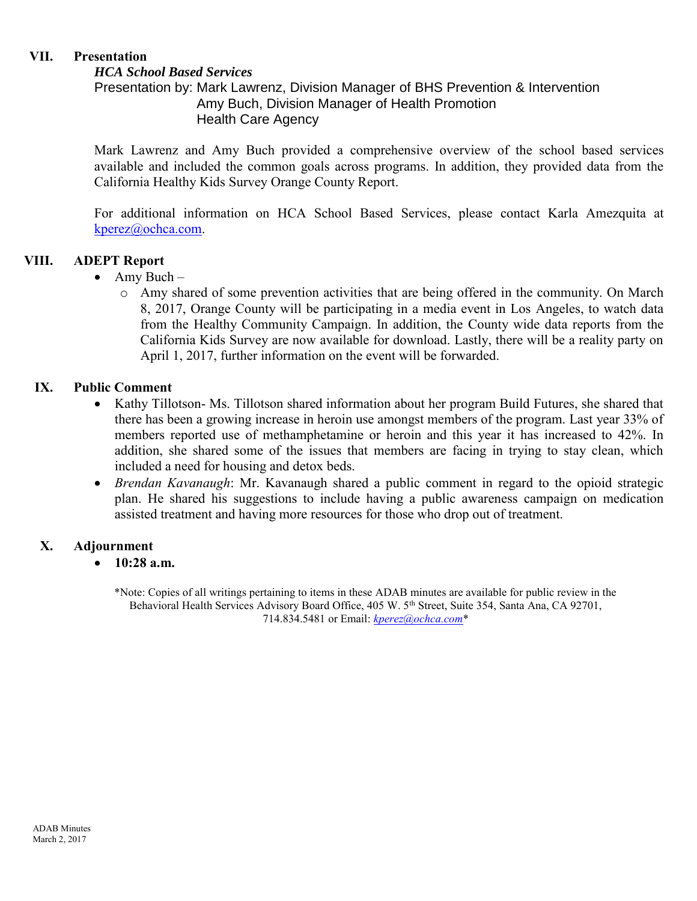## VII. Presentation

***HCA School Based Services***

Presentation by: Mark Lawrenz, Division Manager of BHS Prevention & Intervention
Amy Buch, Division Manager of Health Promotion
Health Care Agency

Mark Lawrenz and Amy Buch provided a comprehensive overview of the school based services available and included the common goals across programs. In addition, they provided data from the California Healthy Kids Survey Orange County Report.

For additional information on HCA School Based Services, please contact Karla Amezquita at kperez@ochca.com.

## VIII. ADEPT Report

- Amy Buch –
  - Amy shared of some prevention activities that are being offered in the community. On March 8, 2017, Orange County will be participating in a media event in Los Angeles, to watch data from the Healthy Community Campaign. In addition, the County wide data reports from the California Kids Survey are now available for download. Lastly, there will be a reality party on April 1, 2017, further information on the event will be forwarded.

## IX. Public Comment

- Kathy Tillotson- Ms. Tillotson shared information about her program Build Futures, she shared that there has been a growing increase in heroin use amongst members of the program. Last year 33% of members reported use of methamphetamine or heroin and this year it has increased to 42%. In addition, she shared some of the issues that members are facing in trying to stay clean, which included a need for housing and detox beds.
- *Brendan Kavanaugh*: Mr. Kavanaugh shared a public comment in regard to the opioid strategic plan. He shared his suggestions to include having a public awareness campaign on medication assisted treatment and having more resources for those who drop out of treatment.

## X. Adjournment

- **10:28 a.m.**

\*Note: Copies of all writings pertaining to items in these ADAB minutes are available for public review in the Behavioral Health Services Advisory Board Office, 405 W. 5th Street, Suite 354, Santa Ana, CA 92701, 714.834.5481 or Email: *kperez@ochca.com*\*